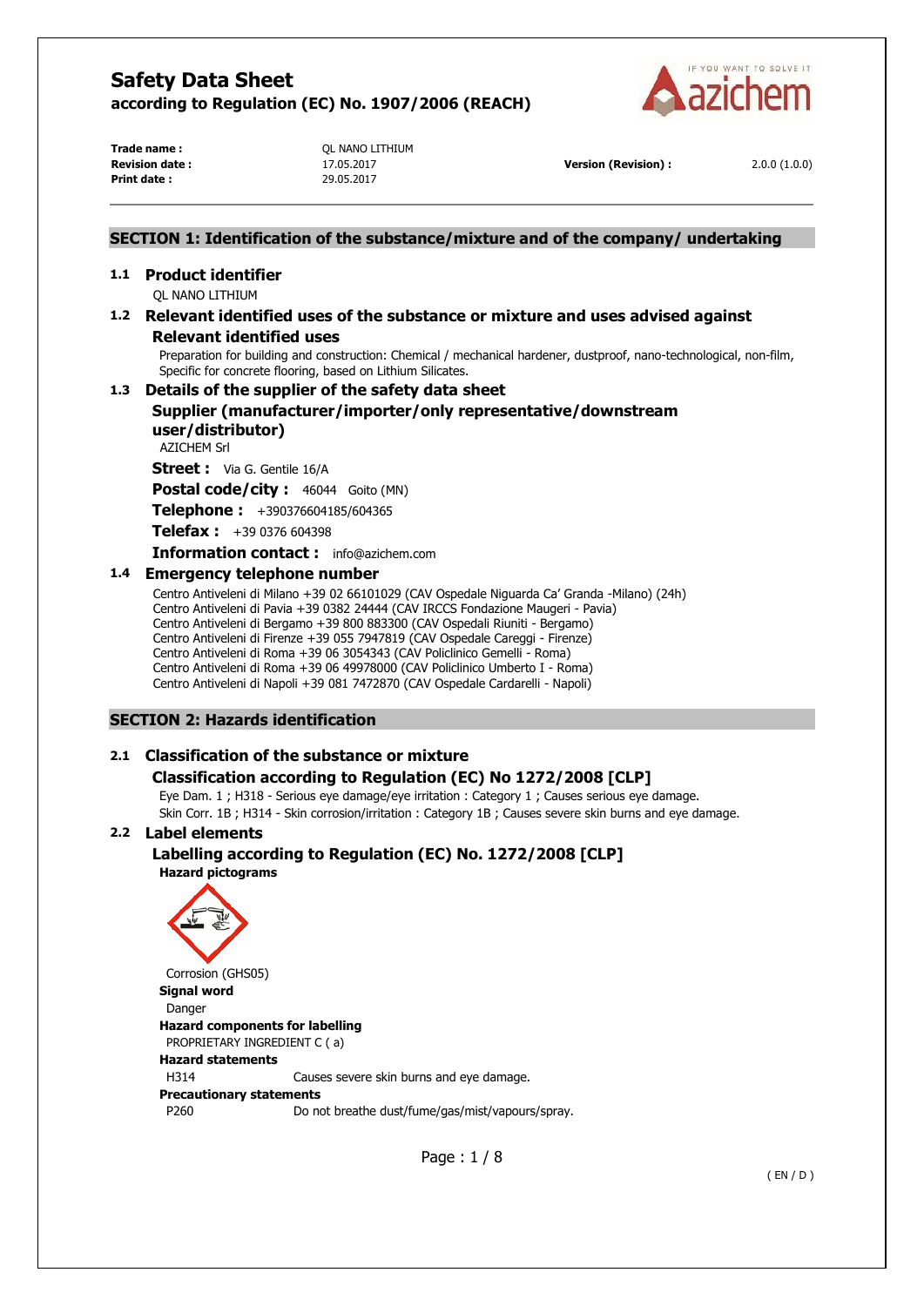# Safety Data Sheet

**according to Regulation (EC) No. 1907/2006 (REACH)**

| | | | |
|---|---|---|---|
| **Trade name :** | QL NANO LITHIUM | | |
| **Revision date :** | 17.05.2017 | **Version (Revision) :** | 2.0.0 (1.0.0) |
| **Print date :** | 29.05.2017 | | |

## SECTION 1: Identification of the substance/mixture and of the company/ undertaking

### 1.1 Product identifier

QL NANO LITHIUM

### 1.2 Relevant identified uses of the substance or mixture and uses advised against

#### Relevant identified uses

Preparation for building and construction: Chemical / mechanical hardener, dustproof, nano-technological, non-film, Specific for concrete flooring, based on Lithium Silicates.

### 1.3 Details of the supplier of the safety data sheet

#### Supplier (manufacturer/importer/only representative/downstream user/distributor)

AZICHEM Srl

**Street :** Via G. Gentile 16/A

**Postal code/city :** 46044 Goito (MN)

**Telephone :** +390376604185/604365

**Telefax :** +39 0376 604398

**Information contact :** info@azichem.com

### 1.4 Emergency telephone number

Centro Antiveleni di Milano +39 02 66101029 (CAV Ospedale Niguarda Ca' Granda -Milano) (24h)
Centro Antiveleni di Pavia +39 0382 24444 (CAV IRCCS Fondazione Maugeri - Pavia)
Centro Antiveleni di Bergamo +39 800 883300 (CAV Ospedali Riuniti - Bergamo)
Centro Antiveleni di Firenze +39 055 7947819 (CAV Ospedale Careggi - Firenze)
Centro Antiveleni di Roma +39 06 3054343 (CAV Policlinico Gemelli - Roma)
Centro Antiveleni di Roma +39 06 49978000 (CAV Policlinico Umberto I - Roma)
Centro Antiveleni di Napoli +39 081 7472870 (CAV Ospedale Cardarelli - Napoli)

## SECTION 2: Hazards identification

### 2.1 Classification of the substance or mixture

#### Classification according to Regulation (EC) No 1272/2008 [CLP]

Eye Dam. 1 ; H318 - Serious eye damage/eye irritation : Category 1 ; Causes serious eye damage.
Skin Corr. 1B ; H314 - Skin corrosion/irritation : Category 1B ; Causes severe skin burns and eye damage.

### 2.2 Label elements

#### Labelling according to Regulation (EC) No. 1272/2008 [CLP]

**Hazard pictograms**

Corrosion (GHS05)

**Signal word**

Danger

**Hazard components for labelling**

PROPRIETARY INGREDIENT C ( a)

**Hazard statements**

H314 Causes severe skin burns and eye damage.

**Precautionary statements**

P260 Do not breathe dust/fume/gas/mist/vapours/spray.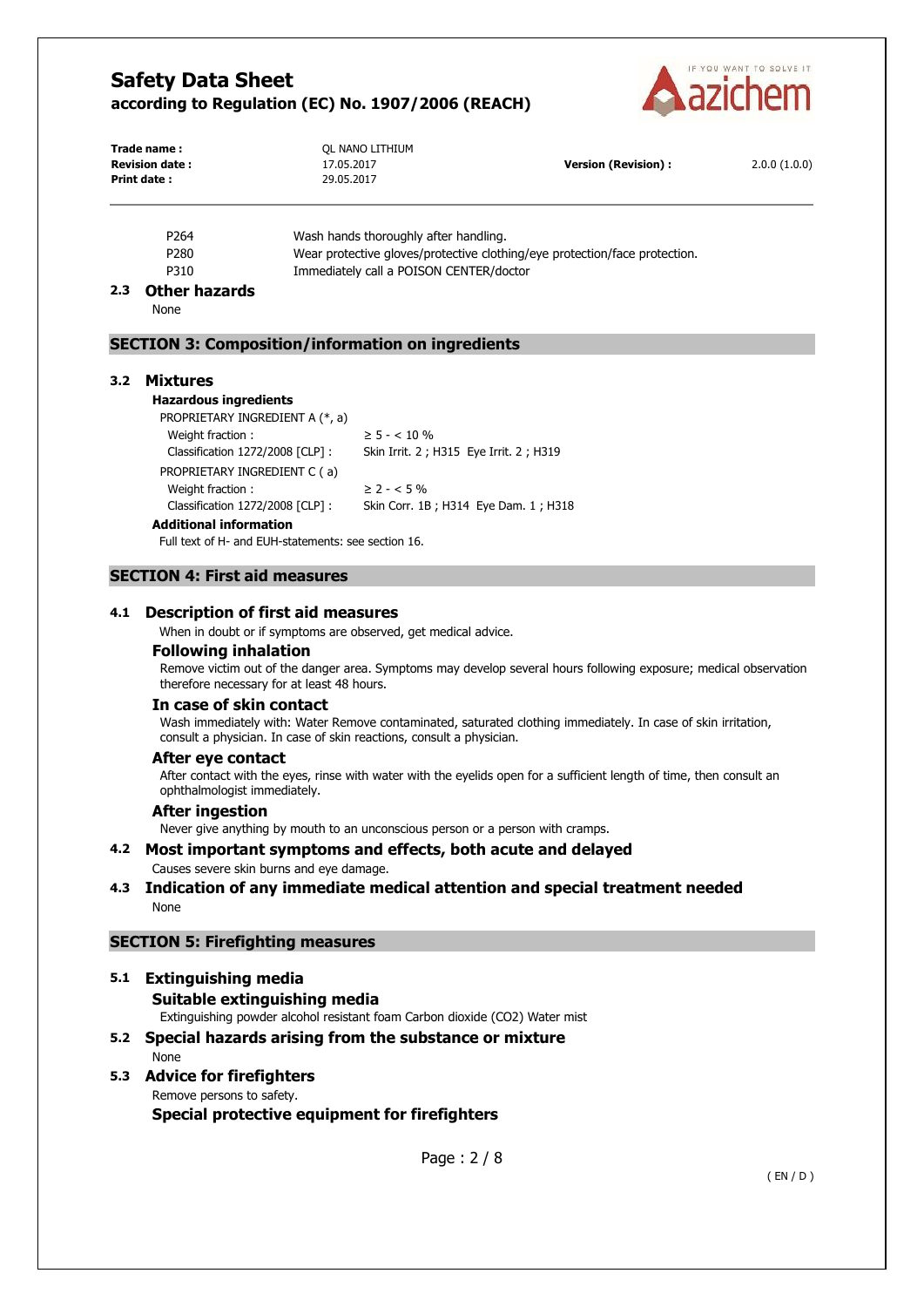| | |
|---|---|
| P264 | Wash hands thoroughly after handling. |
| P280 | Wear protective gloves/protective clothing/eye protection/face protection. |
| P310 | Immediately call a POISON CENTER/doctor |

### 2.3 Other hazards

None

## SECTION 3: Composition/information on ingredients

### 3.2 Mixtures

**Hazardous ingredients**

PROPRIETARY INGREDIENT A (*, a)

| | |
|---|---|
| Weight fraction : | ≥ 5 - < 10 % |
| Classification 1272/2008 [CLP] : | Skin Irrit. 2 ; H315 Eye Irrit. 2 ; H319 |

PROPRIETARY INGREDIENT C ( a)

| | |
|---|---|
| Weight fraction : | ≥ 2 - < 5 % |
| Classification 1272/2008 [CLP] : | Skin Corr. 1B ; H314 Eye Dam. 1 ; H318 |

**Additional information**

Full text of H- and EUH-statements: see section 16.

## SECTION 4: First aid measures

### 4.1 Description of first aid measures

When in doubt or if symptoms are observed, get medical advice.

#### Following inhalation

Remove victim out of the danger area. Symptoms may develop several hours following exposure; medical observation therefore necessary for at least 48 hours.

#### In case of skin contact

Wash immediately with: Water Remove contaminated, saturated clothing immediately. In case of skin irritation, consult a physician. In case of skin reactions, consult a physician.

#### After eye contact

After contact with the eyes, rinse with water with the eyelids open for a sufficient length of time, then consult an ophthalmologist immediately.

#### After ingestion

Never give anything by mouth to an unconscious person or a person with cramps.

### 4.2 Most important symptoms and effects, both acute and delayed

Causes severe skin burns and eye damage.

### 4.3 Indication of any immediate medical attention and special treatment needed

None

## SECTION 5: Firefighting measures

### 5.1 Extinguishing media

#### Suitable extinguishing media

Extinguishing powder alcohol resistant foam Carbon dioxide ($CO_2$) Water mist

### 5.2 Special hazards arising from the substance or mixture

None

### 5.3 Advice for firefighters

Remove persons to safety.

#### Special protective equipment for firefighters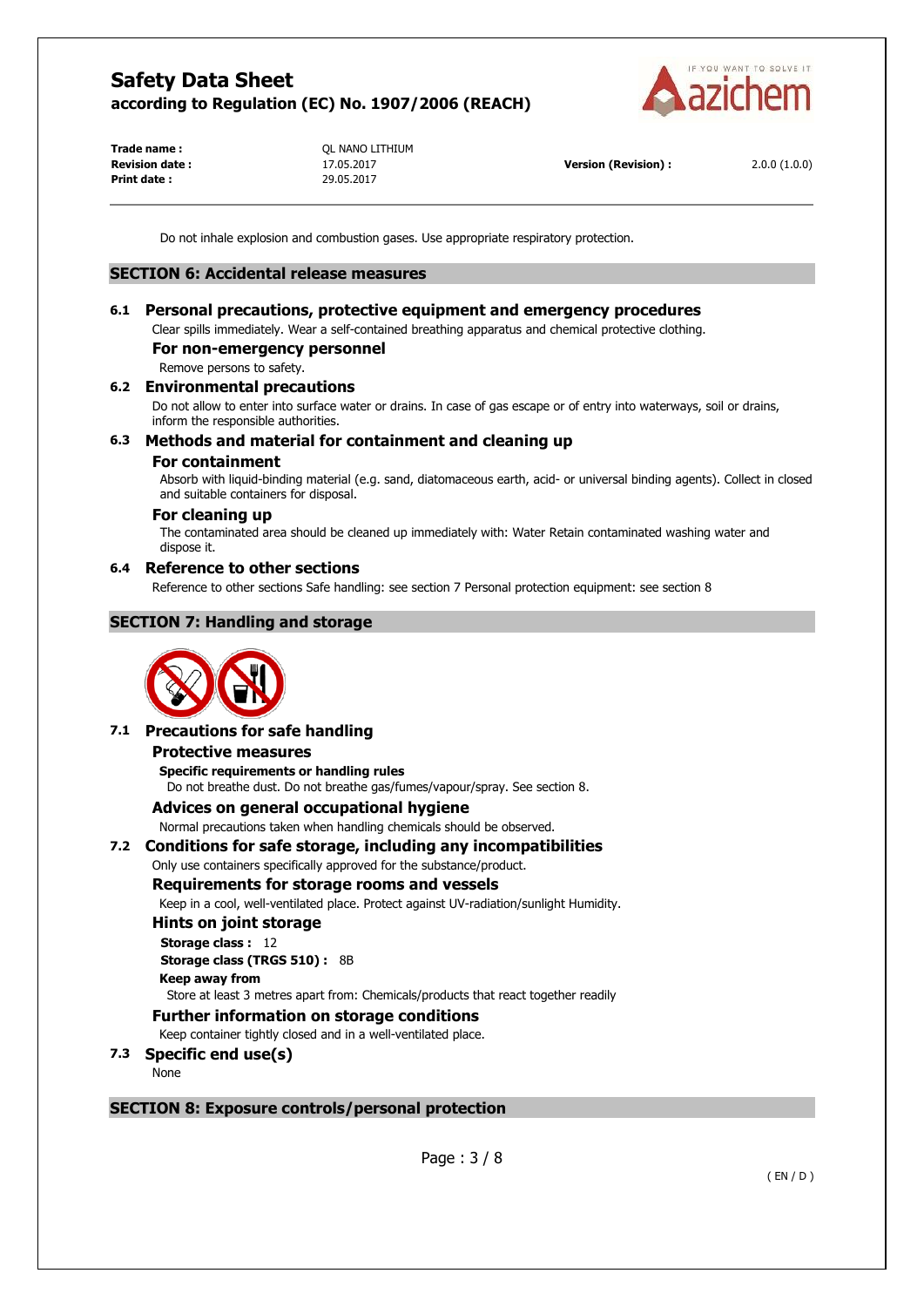Do not inhale explosion and combustion gases. Use appropriate respiratory protection.

## SECTION 6: Accidental release measures

### 6.1 Personal precautions, protective equipment and emergency procedures

Clear spills immediately. Wear a self-contained breathing apparatus and chemical protective clothing.

**For non-emergency personnel**

Remove persons to safety.

### 6.2 Environmental precautions

Do not allow to enter into surface water or drains. In case of gas escape or of entry into waterways, soil or drains, inform the responsible authorities.

### 6.3 Methods and material for containment and cleaning up

**For containment**

Absorb with liquid-binding material (e.g. sand, diatomaceous earth, acid- or universal binding agents). Collect in closed and suitable containers for disposal.

**For cleaning up**

The contaminated area should be cleaned up immediately with: Water Retain contaminated washing water and dispose it.

### 6.4 Reference to other sections

Reference to other sections Safe handling: see section 7 Personal protection equipment: see section 8

## SECTION 7: Handling and storage

### 7.1 Precautions for safe handling

**Protective measures**

**Specific requirements or handling rules**

Do not breathe dust. Do not breathe gas/fumes/vapour/spray. See section 8.

**Advices on general occupational hygiene**

Normal precautions taken when handling chemicals should be observed.

### 7.2 Conditions for safe storage, including any incompatibilities

Only use containers specifically approved for the substance/product.

**Requirements for storage rooms and vessels**

Keep in a cool, well-ventilated place. Protect against UV-radiation/sunlight Humidity.

**Hints on joint storage**

**Storage class :** 12

**Storage class (TRGS 510) :** 8B

**Keep away from**

Store at least 3 metres apart from: Chemicals/products that react together readily

**Further information on storage conditions**

Keep container tightly closed and in a well-ventilated place.

### 7.3 Specific end use(s)

None

## SECTION 8: Exposure controls/personal protection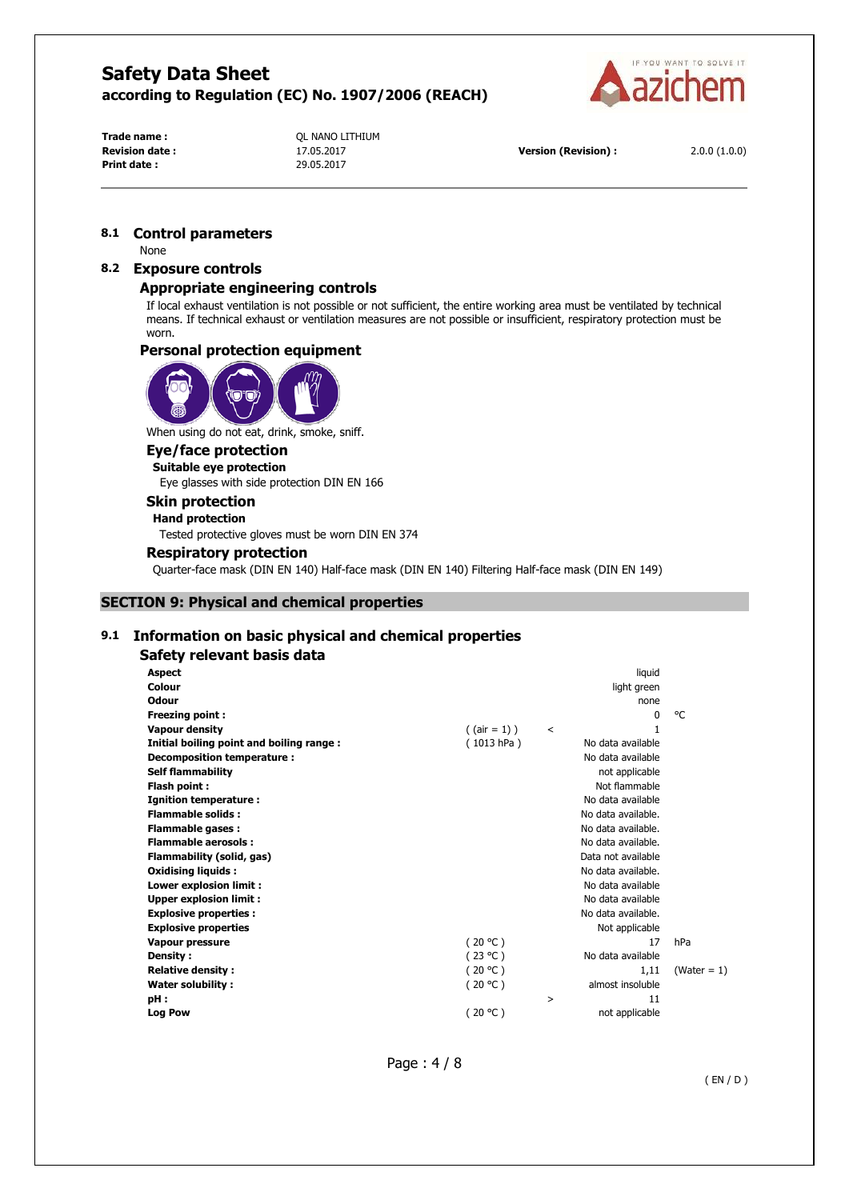## 8.1 Control parameters

None

## 8.2 Exposure controls

### Appropriate engineering controls

If local exhaust ventilation is not possible or not sufficient, the entire working area must be ventilated by technical means. If technical exhaust or ventilation measures are not possible or insufficient, respiratory protection must be worn.

### Personal protection equipment

When using do not eat, drink, smoke, sniff.

### Eye/face protection

**Suitable eye protection**

Eye glasses with side protection DIN EN 166

### Skin protection

**Hand protection**

Tested protective gloves must be worn DIN EN 374

### Respiratory protection

Quarter-face mask (DIN EN 140) Half-face mask (DIN EN 140) Filtering Half-face mask (DIN EN 149)

## SECTION 9: Physical and chemical properties

## 9.1 Information on basic physical and chemical properties

### Safety relevant basis data

| Property | Condition | | Value | Unit |
|---|---|---|---|---|
| **Aspect** | | | liquid | |
| **Colour** | | | light green | |
| **Odour** | | | none | |
| **Freezing point :** | | | 0 | °C |
| **Vapour density** | ( (air = 1) ) | < | 1 | |
| **Initial boiling point and boiling range :** | ( 1013 hPa ) | | No data available | |
| **Decomposition temperature :** | | | No data available | |
| **Self flammability** | | | not applicable | |
| **Flash point :** | | | Not flammable | |
| **Ignition temperature :** | | | No data available | |
| **Flammable solids :** | | | No data available. | |
| **Flammable gases :** | | | No data available. | |
| **Flammable aerosols :** | | | No data available. | |
| **Flammability (solid, gas)** | | | Data not available | |
| **Oxidising liquids :** | | | No data available. | |
| **Lower explosion limit :** | | | No data available | |
| **Upper explosion limit :** | | | No data available | |
| **Explosive properties :** | | | No data available. | |
| **Explosive properties** | | | Not applicable | |
| **Vapour pressure** | ( 20 °C ) | | 17 | hPa |
| **Density :** | ( 23 °C ) | | No data available | |
| **Relative density :** | ( 20 °C ) | | 1,11 | (Water = 1) |
| **Water solubility :** | ( 20 °C ) | | almost insoluble | |
| **pH :** | | > | 11 | |
| **Log Pow** | ( 20 °C ) | | not applicable | |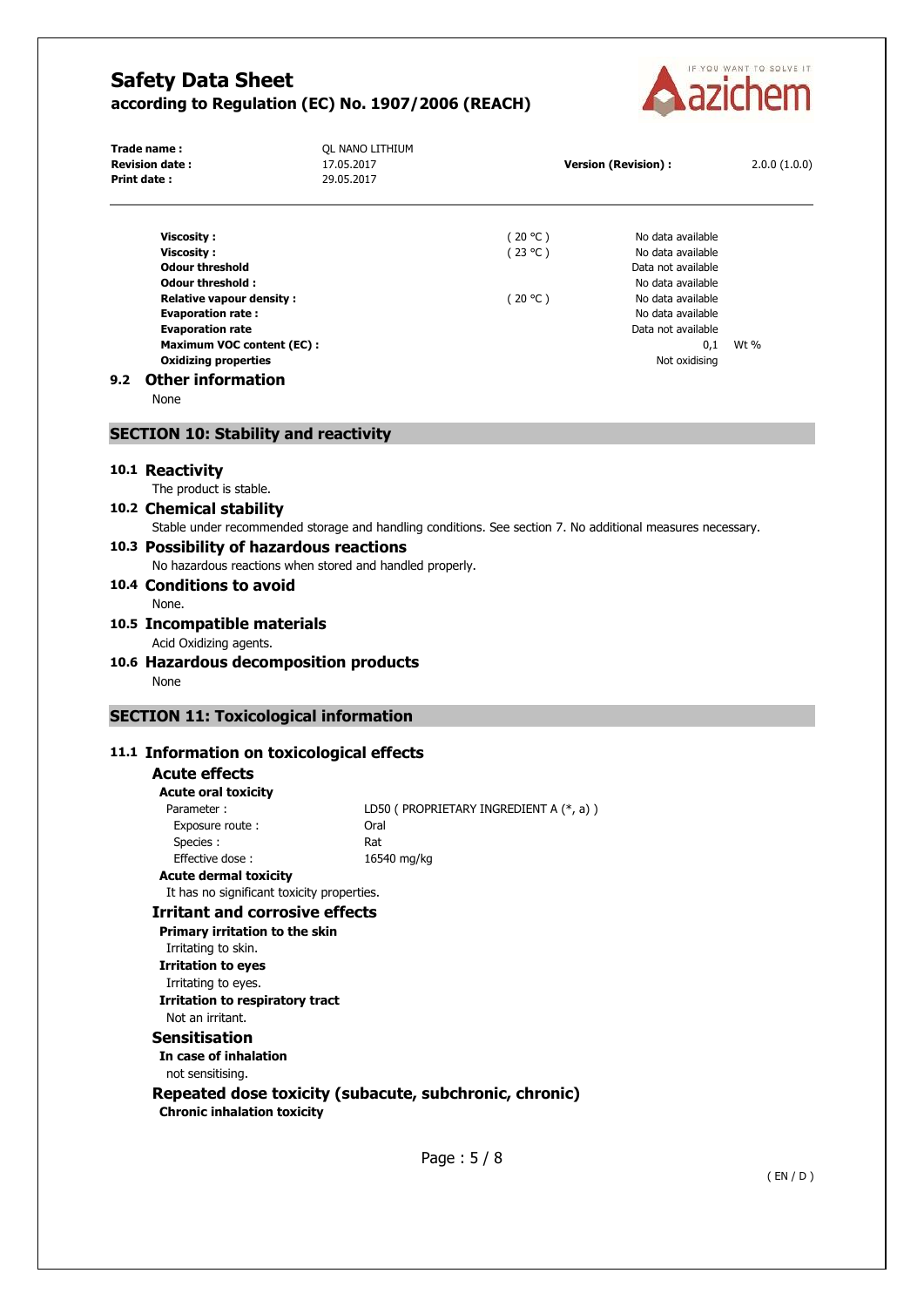| | | |
|---|---|---|
| **Viscosity :** | ( 20 °C ) | No data available |
| **Viscosity :** | ( 23 °C ) | No data available |
| **Odour threshold** | | Data not available |
| **Odour threshold :** | | No data available |
| **Relative vapour density :** | ( 20 °C ) | No data available |
| **Evaporation rate :** | | No data available |
| **Evaporation rate** | | Data not available |
| **Maximum VOC content (EC) :** | | 0,1 Wt % |
| **Oxidizing properties** | | Not oxidising |

### 9.2 Other information

None

## SECTION 10: Stability and reactivity

### 10.1 Reactivity

The product is stable.

### 10.2 Chemical stability

Stable under recommended storage and handling conditions. See section 7. No additional measures necessary.

### 10.3 Possibility of hazardous reactions

No hazardous reactions when stored and handled properly.

### 10.4 Conditions to avoid

None.

### 10.5 Incompatible materials

Acid Oxidizing agents.

### 10.6 Hazardous decomposition products

None

## SECTION 11: Toxicological information

### 11.1 Information on toxicological effects

#### Acute effects

**Acute oral toxicity**

| | |
|---|---|
| Parameter : | LD50 ( PROPRIETARY INGREDIENT A (*, a) ) |
| Exposure route : | Oral |
| Species : | Rat |
| Effective dose : | 16540 mg/kg |

**Acute dermal toxicity**

It has no significant toxicity properties.

#### Irritant and corrosive effects

**Primary irritation to the skin**

Irritating to skin.

**Irritation to eyes**

Irritating to eyes.

**Irritation to respiratory tract**

Not an irritant.

#### Sensitisation

**In case of inhalation**

not sensitising.

#### Repeated dose toxicity (subacute, subchronic, chronic)

**Chronic inhalation toxicity**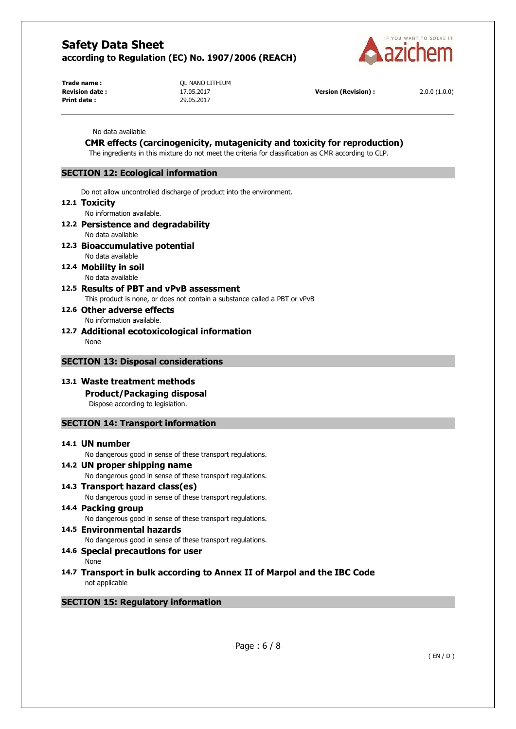No data available

### CMR effects (carcinogenicity, mutagenicity and toxicity for reproduction)

The ingredients in this mixture do not meet the criteria for classification as CMR according to CLP.

## SECTION 12: Ecological information

Do not allow uncontrolled discharge of product into the environment.

### 12.1 Toxicity

No information available.

### 12.2 Persistence and degradability

No data available

### 12.3 Bioaccumulative potential

No data available

### 12.4 Mobility in soil

No data available

### 12.5 Results of PBT and vPvB assessment

This product is none, or does not contain a substance called a PBT or vPvB

### 12.6 Other adverse effects

No information available.

### 12.7 Additional ecotoxicological information

None

## SECTION 13: Disposal considerations

### 13.1 Waste treatment methods

#### Product/Packaging disposal

Dispose according to legislation.

## SECTION 14: Transport information

### 14.1 UN number

No dangerous good in sense of these transport regulations.

### 14.2 UN proper shipping name

No dangerous good in sense of these transport regulations.

### 14.3 Transport hazard class(es)

No dangerous good in sense of these transport regulations.

### 14.4 Packing group

No dangerous good in sense of these transport regulations.

### 14.5 Environmental hazards

No dangerous good in sense of these transport regulations.

### 14.6 Special precautions for user

None

### 14.7 Transport in bulk according to Annex II of Marpol and the IBC Code

not applicable

## SECTION 15: Regulatory information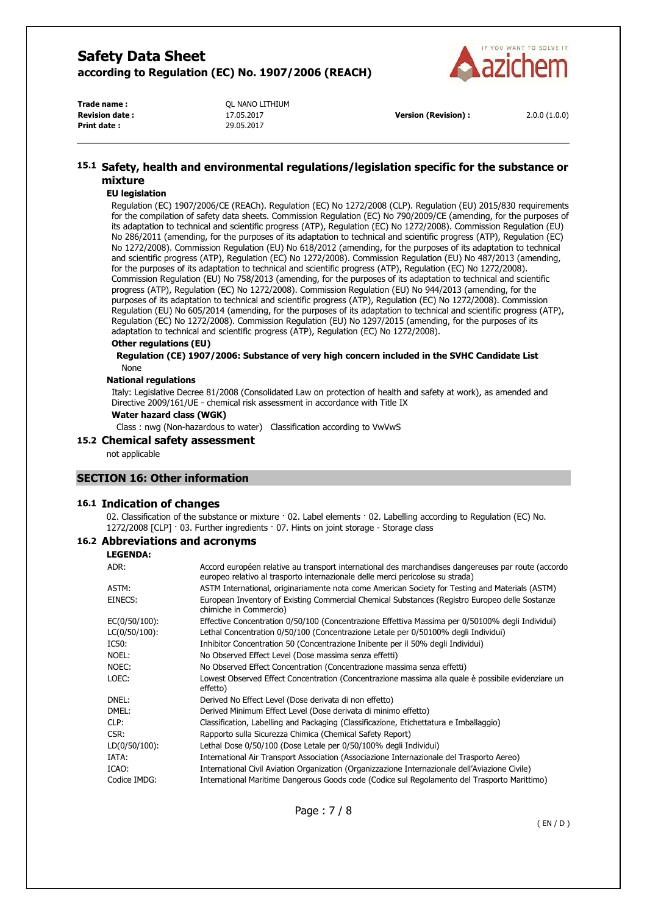## 15.1 Safety, health and environmental regulations/legislation specific for the substance or mixture

**EU legislation**

Regulation (EC) 1907/2006/CE (REACh). Regulation (EC) No 1272/2008 (CLP). Regulation (EU) 2015/830 requirements for the compilation of safety data sheets. Commission Regulation (EC) No 790/2009/CE (amending, for the purposes of its adaptation to technical and scientific progress (ATP), Regulation (EC) No 1272/2008). Commission Regulation (EU) No 286/2011 (amending, for the purposes of its adaptation to technical and scientific progress (ATP), Regulation (EC) No 1272/2008). Commission Regulation (EU) No 618/2012 (amending, for the purposes of its adaptation to technical and scientific progress (ATP), Regulation (EC) No 1272/2008). Commission Regulation (EU) No 487/2013 (amending, for the purposes of its adaptation to technical and scientific progress (ATP), Regulation (EC) No 1272/2008). Commission Regulation (EU) No 758/2013 (amending, for the purposes of its adaptation to technical and scientific progress (ATP), Regulation (EC) No 1272/2008). Commission Regulation (EU) No 944/2013 (amending, for the purposes of its adaptation to technical and scientific progress (ATP), Regulation (EC) No 1272/2008). Commission Regulation (EU) No 605/2014 (amending, for the purposes of its adaptation to technical and scientific progress (ATP), Regulation (EC) No 1272/2008). Commission Regulation (EU) No 1297/2015 (amending, for the purposes of its adaptation to technical and scientific progress (ATP), Regulation (EC) No 1272/2008).

**Other regulations (EU)**

**Regulation (CE) 1907/2006: Substance of very high concern included in the SVHC Candidate List**

None

**National regulations**

Italy: Legislative Decree 81/2008 (Consolidated Law on protection of health and safety at work), as amended and Directive 2009/161/UE - chemical risk assessment in accordance with Title IX

**Water hazard class (WGK)**

Class : nwg (Non-hazardous to water) Classification according to VwVwS

## 15.2 Chemical safety assessment

not applicable

# SECTION 16: Other information

## 16.1 Indication of changes

02. Classification of the substance or mixture · 02. Label elements · 02. Labelling according to Regulation (EC) No. 1272/2008 [CLP] · 03. Further ingredients · 07. Hints on joint storage - Storage class

## 16.2 Abbreviations and acronyms

**LEGENDA:**

| | |
|---|---|
| ADR: | Accord européen relative au transport international des marchandises dangereuses par route (accordo europeo relativo al trasporto internazionale delle merci pericolose su strada) |
| ASTM: | ASTM International, originariamente nota come American Society for Testing and Materials (ASTM) |
| EINECS: | European Inventory of Existing Commercial Chemical Substances (Registro Europeo delle Sostanze chimiche in Commercio) |
| EC(0/50/100): | Effective Concentration 0/50/100 (Concentrazione Effettiva Massima per 0/50100% degli Individui) |
| LC(0/50/100): | Lethal Concentration 0/50/100 (Concentrazione Letale per 0/50100% degli Individui) |
| IC50: | Inhibitor Concentration 50 (Concentrazione Inibente per il 50% degli Individui) |
| NOEL: | No Observed Effect Level (Dose massima senza effetti) |
| NOEC: | No Observed Effect Concentration (Concentrazione massima senza effetti) |
| LOEC: | Lowest Observed Effect Concentration (Concentrazione massima alla quale è possibile evidenziare un effetto) |
| DNEL: | Derived No Effect Level (Dose derivata di non effetto) |
| DMEL: | Derived Minimum Effect Level (Dose derivata di minimo effetto) |
| CLP: | Classification, Labelling and Packaging (Classificazione, Etichettatura e Imballaggio) |
| CSR: | Rapporto sulla Sicurezza Chimica (Chemical Safety Report) |
| LD(0/50/100): | Lethal Dose 0/50/100 (Dose Letale per 0/50/100% degli Individui) |
| IATA: | International Air Transport Association (Associazione Internazionale del Trasporto Aereo) |
| ICAO: | International Civil Aviation Organization (Organizzazione Internazionale dell'Aviazione Civile) |
| Codice IMDG: | International Maritime Dangerous Goods code (Codice sul Regolamento del Trasporto Marittimo) |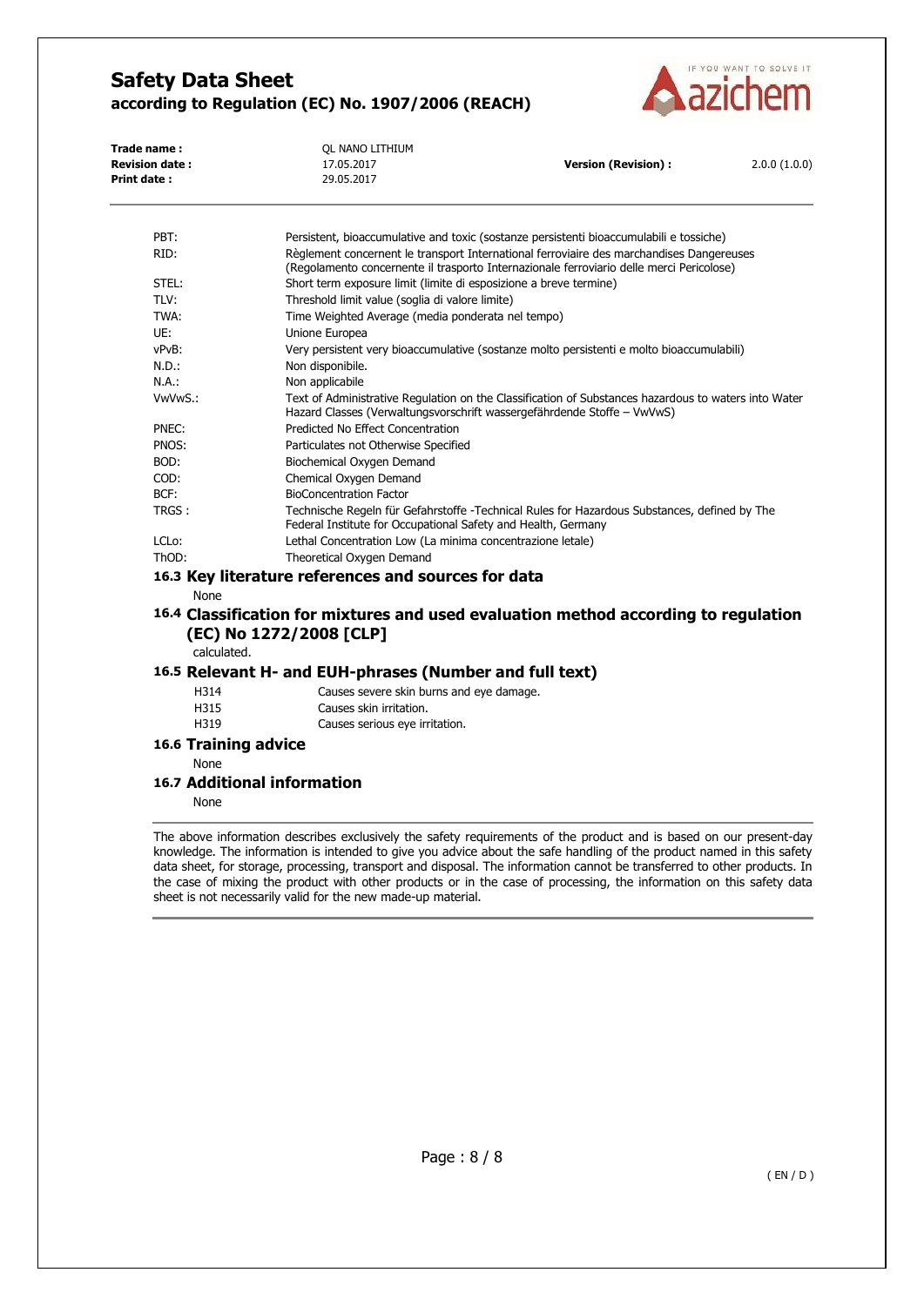| | |
|---|---|
| PBT: | Persistent, bioaccumulative and toxic (sostanze persistenti bioaccumulabili e tossiche) |
| RID: | Règlement concernent le transport International ferroviaire des marchandises Dangereuses (Regolamento concernente il trasporto Internazionale ferroviario delle merci Pericolose) |
| STEL: | Short term exposure limit (limite di esposizione a breve termine) |
| TLV: | Threshold limit value (soglia di valore limite) |
| TWA: | Time Weighted Average (media ponderata nel tempo) |
| UE: | Unione Europea |
| vPvB: | Very persistent very bioaccumulative (sostanze molto persistenti e molto bioaccumulabili) |
| N.D.: | Non disponibile. |
| N.A.: | Non applicabile |
| VwVwS.: | Text of Administrative Regulation on the Classification of Substances hazardous to waters into Water Hazard Classes (Verwaltungsvorschrift wassergefährdende Stoffe – VwVwS) |
| PNEC: | Predicted No Effect Concentration |
| PNOS: | Particulates not Otherwise Specified |
| BOD: | Biochemical Oxygen Demand |
| COD: | Chemical Oxygen Demand |
| BCF: | BioConcentration Factor |
| TRGS : | Technische Regeln für Gefahrstoffe -Technical Rules for Hazardous Substances, defined by The Federal Institute for Occupational Safety and Health, Germany |
| LCLo: | Lethal Concentration Low (La minima concentrazione letale) |
| ThOD: | Theoretical Oxygen Demand |

### 16.3 Key literature references and sources for data

None

### 16.4 Classification for mixtures and used evaluation method according to regulation (EC) No 1272/2008 [CLP]

calculated.

### 16.5 Relevant H- and EUH-phrases (Number and full text)

| | |
|---|---|
| H314 | Causes severe skin burns and eye damage. |
| H315 | Causes skin irritation. |
| H319 | Causes serious eye irritation. |

### 16.6 Training advice

None

### 16.7 Additional information

None

---

The above information describes exclusively the safety requirements of the product and is based on our present-day knowledge. The information is intended to give you advice about the safe handling of the product named in this safety data sheet, for storage, processing, transport and disposal. The information cannot be transferred to other products. In the case of mixing the product with other products or in the case of processing, the information on this safety data sheet is not necessarily valid for the new made-up material.